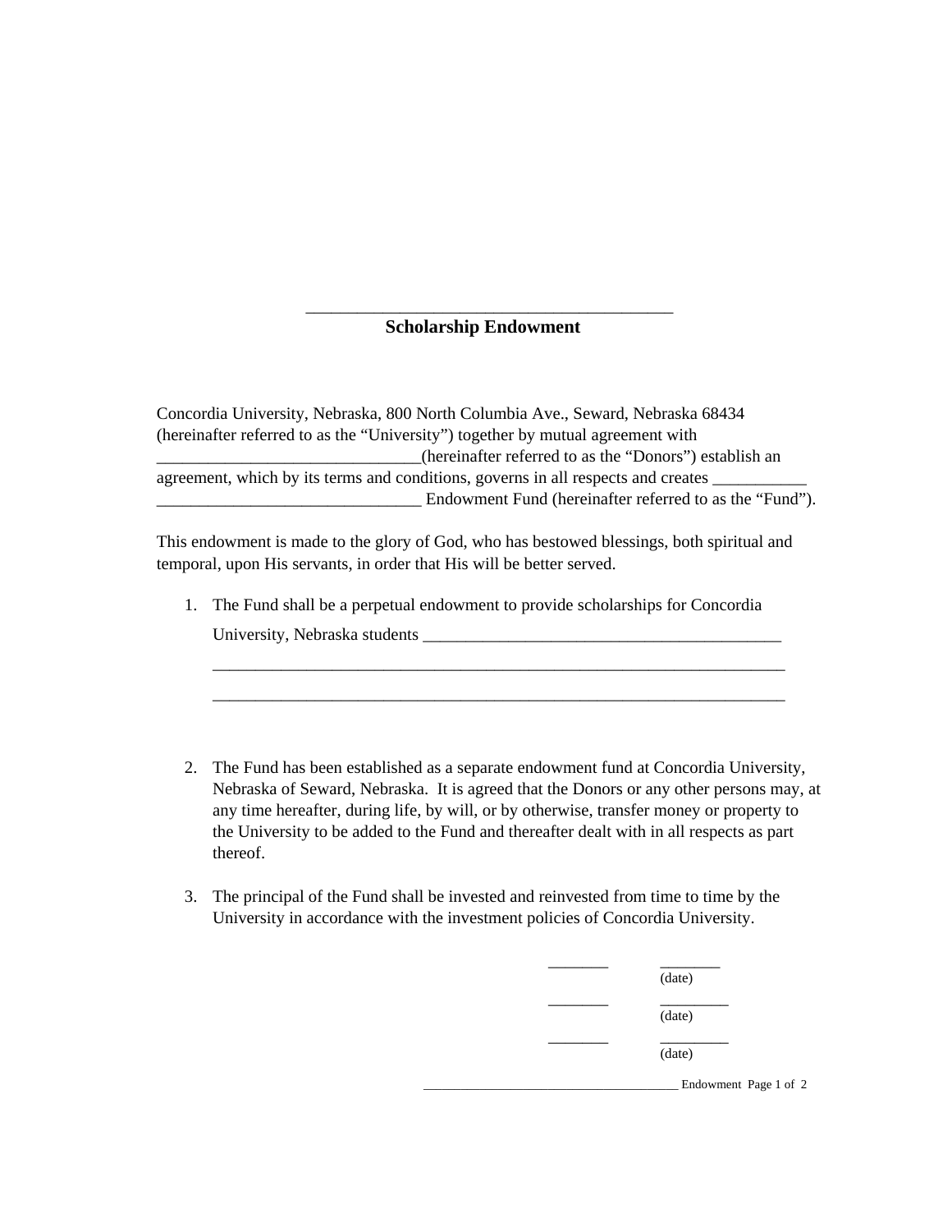_________________________________________

## Scholarship Endowment

Concordia University, Nebraska, 800 North Columbia Ave., Seward, Nebraska 68434 (hereinafter referred to as the "University") together by mutual agreement with _____________________________(hereinafter referred to as the "Donors") establish an agreement, which by its terms and conditions, governs in all respects and creates ___________ _______________________________ Endowment Fund (hereinafter referred to as the "Fund").

This endowment is made to the glory of God, who has bestowed blessings, both spiritual and temporal, upon His servants, in order that His will be better served.

1. The Fund shall be a perpetual endowment to provide scholarships for Concordia University, Nebraska students ________________________________________
   _________________________________________________________________
   _________________________________________________________________

2. The Fund has been established as a separate endowment fund at Concordia University, Nebraska of Seward, Nebraska. It is agreed that the Donors or any other persons may, at any time hereafter, during life, by will, or by otherwise, transfer money or property to the University to be added to the Fund and thereafter dealt with in all respects as part thereof.

3. The principal of the Fund shall be invested and reinvested from time to time by the University in accordance with the investment policies of Concordia University.

_______ _______
(date)

_______ ________
(date)

_______ ________
(date)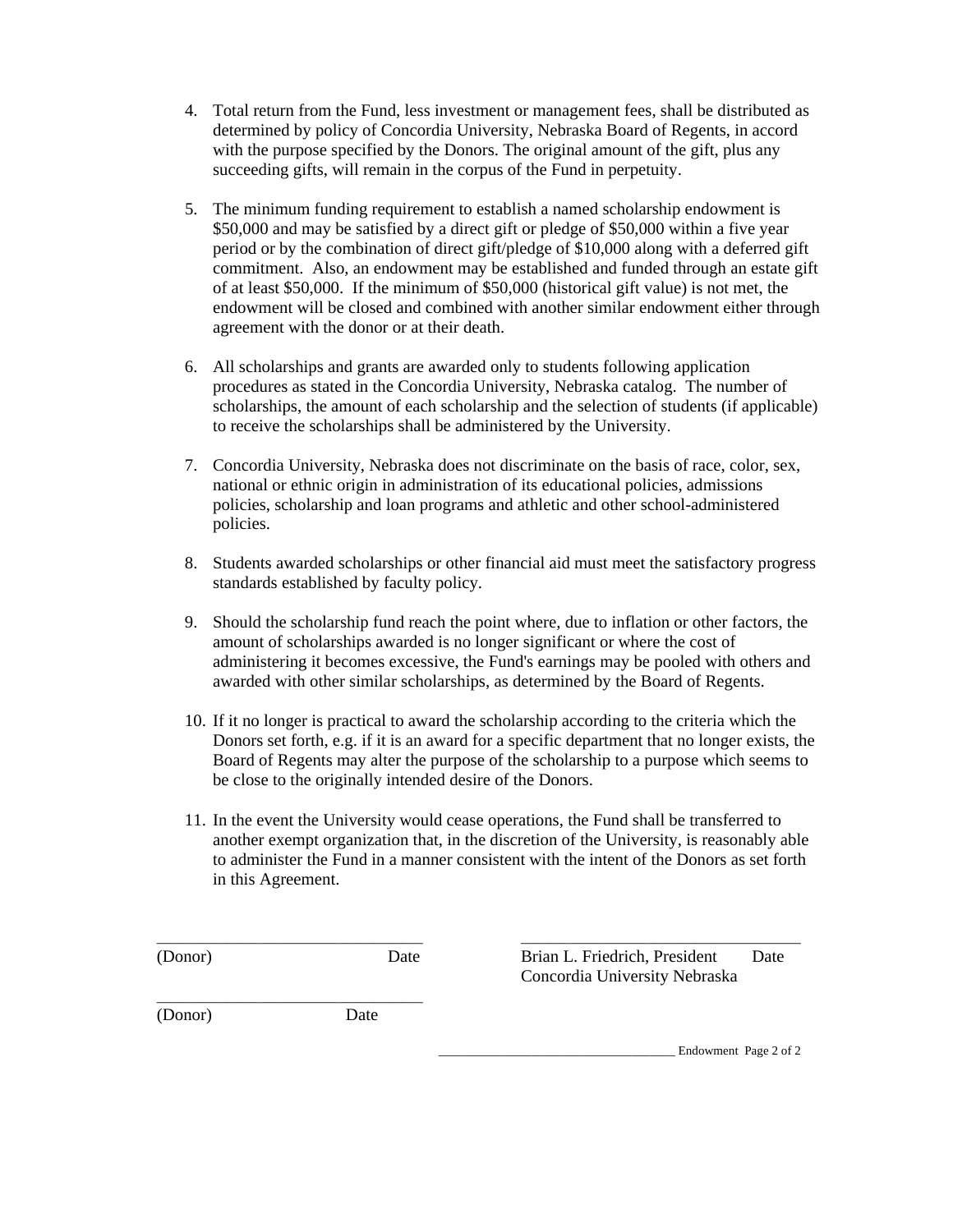4. Total return from the Fund, less investment or management fees, shall be distributed as determined by policy of Concordia University, Nebraska Board of Regents, in accord with the purpose specified by the Donors. The original amount of the gift, plus any succeeding gifts, will remain in the corpus of the Fund in perpetuity.

5. The minimum funding requirement to establish a named scholarship endowment is $50,000 and may be satisfied by a direct gift or pledge of $50,000 within a five year period or by the combination of direct gift/pledge of $10,000 along with a deferred gift commitment. Also, an endowment may be established and funded through an estate gift of at least $50,000. If the minimum of $50,000 (historical gift value) is not met, the endowment will be closed and combined with another similar endowment either through agreement with the donor or at their death.

6. All scholarships and grants are awarded only to students following application procedures as stated in the Concordia University, Nebraska catalog. The number of scholarships, the amount of each scholarship and the selection of students (if applicable) to receive the scholarships shall be administered by the University.

7. Concordia University, Nebraska does not discriminate on the basis of race, color, sex, national or ethnic origin in administration of its educational policies, admissions policies, scholarship and loan programs and athletic and other school-administered policies.

8. Students awarded scholarships or other financial aid must meet the satisfactory progress standards established by faculty policy.

9. Should the scholarship fund reach the point where, due to inflation or other factors, the amount of scholarships awarded is no longer significant or where the cost of administering it becomes excessive, the Fund's earnings may be pooled with others and awarded with other similar scholarships, as determined by the Board of Regents.

10. If it no longer is practical to award the scholarship according to the criteria which the Donors set forth, e.g. if it is an award for a specific department that no longer exists, the Board of Regents may alter the purpose of the scholarship to a purpose which seems to be close to the originally intended desire of the Donors.

11. In the event the University would cease operations, the Fund shall be transferred to another exempt organization that, in the discretion of the University, is reasonably able to administer the Fund in a manner consistent with the intent of the Donors as set forth in this Agreement.

_______________________________
(Donor) Date

_______________________________
Brian L. Friedrich, President Date
Concordia University Nebraska

_______________________________
(Donor) Date

_______________________________ Endowment